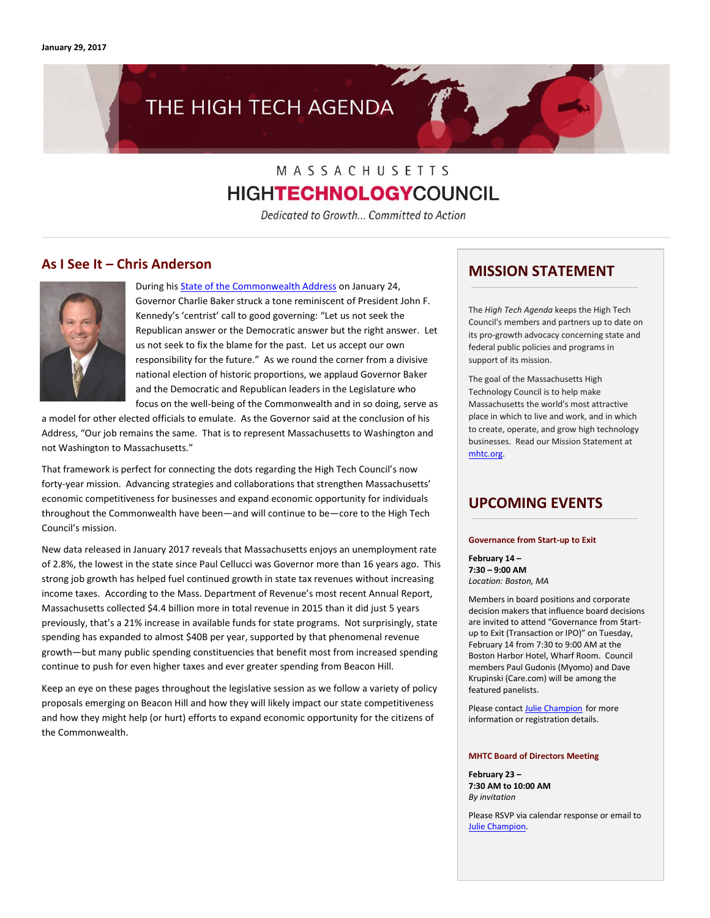January 29, 2017

# THE HIGH TECH AGENDA

MASSACHUSETTS
**HIGHTECHNOLOGYCOUNCIL**
*Dedicated to Growth... Committed to Action*

## As I See It – Chris Anderson

During his State of the Commonwealth Address on January 24, Governor Charlie Baker struck a tone reminiscent of President John F. Kennedy's 'centrist' call to good governing: "Let us not seek the Republican answer or the Democratic answer but the right answer. Let us not seek to fix the blame for the past. Let us accept our own responsibility for the future." As we round the corner from a divisive national election of historic proportions, we applaud Governor Baker and the Democratic and Republican leaders in the Legislature who focus on the well-being of the Commonwealth and in so doing, serve as a model for other elected officials to emulate. As the Governor said at the conclusion of his Address, "Our job remains the same. That is to represent Massachusetts to Washington and not Washington to Massachusetts."

That framework is perfect for connecting the dots regarding the High Tech Council's now forty-year mission. Advancing strategies and collaborations that strengthen Massachusetts' economic competitiveness for businesses and expand economic opportunity for individuals throughout the Commonwealth have been—and will continue to be—core to the High Tech Council's mission.

New data released in January 2017 reveals that Massachusetts enjoys an unemployment rate of 2.8%, the lowest in the state since Paul Cellucci was Governor more than 16 years ago. This strong job growth has helped fuel continued growth in state tax revenues without increasing income taxes. According to the Mass. Department of Revenue's most recent Annual Report, Massachusetts collected $4.4 billion more in total revenue in 2015 than it did just 5 years previously, that's a 21% increase in available funds for state programs. Not surprisingly, state spending has expanded to almost $40B per year, supported by that phenomenal revenue growth—but many public spending constituencies that benefit most from increased spending continue to push for even higher taxes and ever greater spending from Beacon Hill.

Keep an eye on these pages throughout the legislative session as we follow a variety of policy proposals emerging on Beacon Hill and how they will likely impact our state competitiveness and how they might help (or hurt) efforts to expand economic opportunity for the citizens of the Commonwealth.

## MISSION STATEMENT

The *High Tech Agenda* keeps the High Tech Council's members and partners up to date on its pro-growth advocacy concerning state and federal public policies and programs in support of its mission.

The goal of the Massachusetts High Technology Council is to help make Massachusetts the world's most attractive place in which to live and work, and in which to create, operate, and grow high technology businesses. Read our Mission Statement at mhtc.org.

## UPCOMING EVENTS

### Governance from Start-up to Exit

**February 14 –**
**7:30 – 9:00 AM**
*Location: Boston, MA*

Members in board positions and corporate decision makers that influence board decisions are invited to attend "Governance from Start-up to Exit (Transaction or IPO)" on Tuesday, February 14 from 7:30 to 9:00 AM at the Boston Harbor Hotel, Wharf Room. Council members Paul Gudonis (Myomo) and Dave Krupinski (Care.com) will be among the featured panelists.

Please contact Julie Champion for more information or registration details.

### MHTC Board of Directors Meeting

**February 23 –**
**7:30 AM to 10:00 AM**
*By invitation*

Please RSVP via calendar response or email to Julie Champion.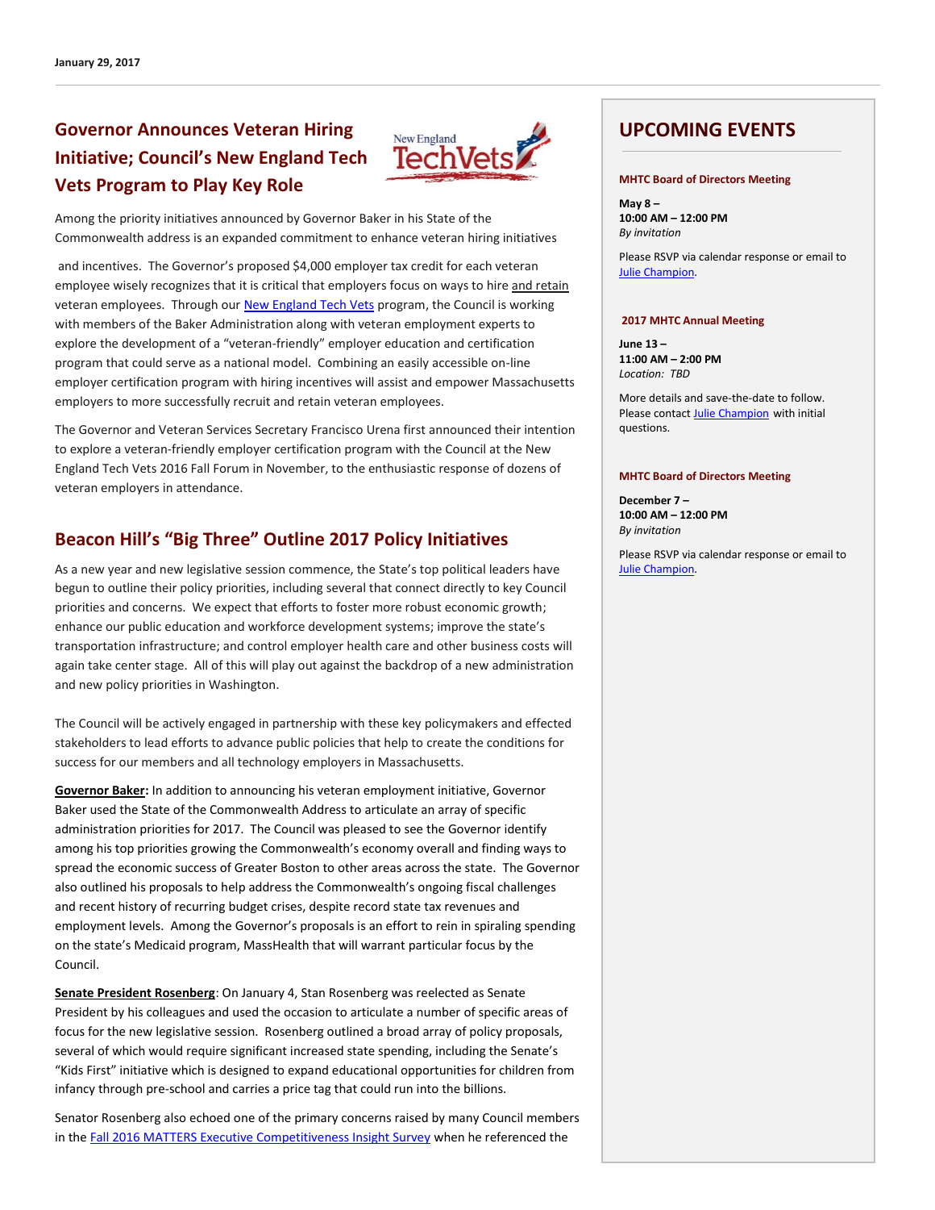January 29, 2017

## Governor Announces Veteran Hiring Initiative; Council's New England Tech Vets Program to Play Key Role

Among the priority initiatives announced by Governor Baker in his State of the Commonwealth address is an expanded commitment to enhance veteran hiring initiatives and incentives. The Governor's proposed $4,000 employer tax credit for each veteran employee wisely recognizes that it is critical that employers focus on ways to hire and retain veteran employees. Through our New England Tech Vets program, the Council is working with members of the Baker Administration along with veteran employment experts to explore the development of a "veteran-friendly" employer education and certification program that could serve as a national model. Combining an easily accessible on-line employer certification program with hiring incentives will assist and empower Massachusetts employers to more successfully recruit and retain veteran employees.

The Governor and Veteran Services Secretary Francisco Urena first announced their intention to explore a veteran-friendly employer certification program with the Council at the New England Tech Vets 2016 Fall Forum in November, to the enthusiastic response of dozens of veteran employers in attendance.

## Beacon Hill's "Big Three" Outline 2017 Policy Initiatives

As a new year and new legislative session commence, the State's top political leaders have begun to outline their policy priorities, including several that connect directly to key Council priorities and concerns. We expect that efforts to foster more robust economic growth; enhance our public education and workforce development systems; improve the state's transportation infrastructure; and control employer health care and other business costs will again take center stage. All of this will play out against the backdrop of a new administration and new policy priorities in Washington.

The Council will be actively engaged in partnership with these key policymakers and effected stakeholders to lead efforts to advance public policies that help to create the conditions for success for our members and all technology employers in Massachusetts.

**Governor Baker:** In addition to announcing his veteran employment initiative, Governor Baker used the State of the Commonwealth Address to articulate an array of specific administration priorities for 2017. The Council was pleased to see the Governor identify among his top priorities growing the Commonwealth's economy overall and finding ways to spread the economic success of Greater Boston to other areas across the state. The Governor also outlined his proposals to help address the Commonwealth's ongoing fiscal challenges and recent history of recurring budget crises, despite record state tax revenues and employment levels. Among the Governor's proposals is an effort to rein in spiraling spending on the state's Medicaid program, MassHealth that will warrant particular focus by the Council.

**Senate President Rosenberg**: On January 4, Stan Rosenberg was reelected as Senate President by his colleagues and used the occasion to articulate a number of specific areas of focus for the new legislative session. Rosenberg outlined a broad array of policy proposals, several of which would require significant increased state spending, including the Senate's "Kids First" initiative which is designed to expand educational opportunities for children from infancy through pre-school and carries a price tag that could run into the billions.

Senator Rosenberg also echoed one of the primary concerns raised by many Council members in the Fall 2016 MATTERS Executive Competitiveness Insight Survey when he referenced the

## UPCOMING EVENTS

**MHTC Board of Directors Meeting**

**May 8 –**
**10:00 AM – 12:00 PM**
*By invitation*

Please RSVP via calendar response or email to Julie Champion.

**2017 MHTC Annual Meeting**

**June 13 –**
**11:00 AM – 2:00 PM**
*Location: TBD*

More details and save-the-date to follow. Please contact Julie Champion with initial questions.

**MHTC Board of Directors Meeting**

**December 7 –**
**10:00 AM – 12:00 PM**
*By invitation*

Please RSVP via calendar response or email to Julie Champion.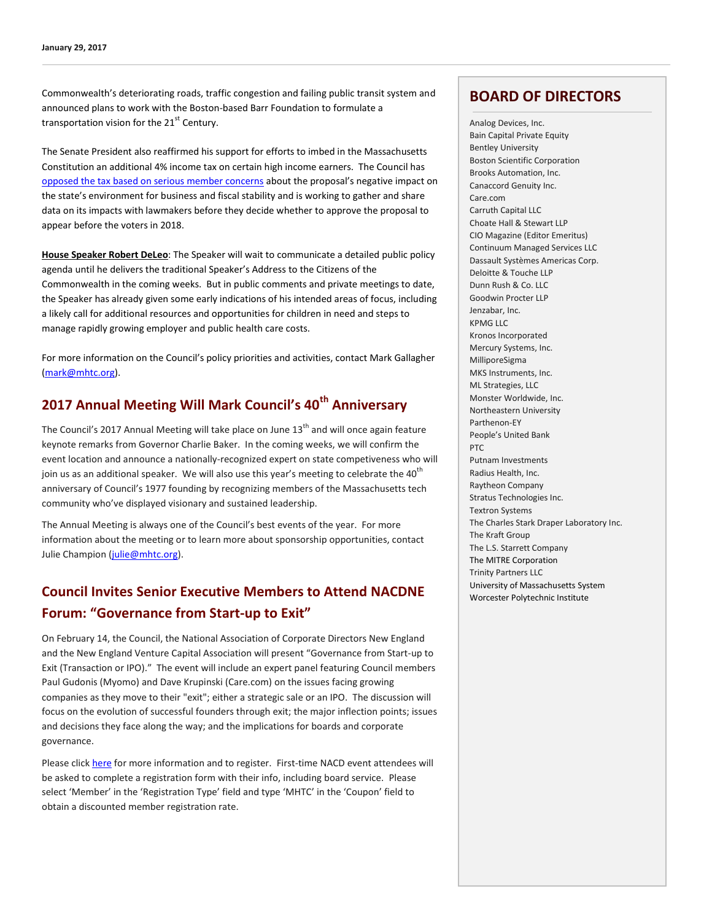Commonwealth's deteriorating roads, traffic congestion and failing public transit system and announced plans to work with the Boston-based Barr Foundation to formulate a transportation vision for the 21st Century.

The Senate President also reaffirmed his support for efforts to imbed in the Massachusetts Constitution an additional 4% income tax on certain high income earners. The Council has opposed the tax based on serious member concerns about the proposal's negative impact on the state's environment for business and fiscal stability and is working to gather and share data on its impacts with lawmakers before they decide whether to approve the proposal to appear before the voters in 2018.

**House Speaker Robert DeLeo**: The Speaker will wait to communicate a detailed public policy agenda until he delivers the traditional Speaker's Address to the Citizens of the Commonwealth in the coming weeks. But in public comments and private meetings to date, the Speaker has already given some early indications of his intended areas of focus, including a likely call for additional resources and opportunities for children in need and steps to manage rapidly growing employer and public health care costs.

For more information on the Council's policy priorities and activities, contact Mark Gallagher (mark@mhtc.org).

## 2017 Annual Meeting Will Mark Council's 40th Anniversary

The Council's 2017 Annual Meeting will take place on June 13th and will once again feature keynote remarks from Governor Charlie Baker. In the coming weeks, we will confirm the event location and announce a nationally-recognized expert on state competiveness who will join us as an additional speaker. We will also use this year's meeting to celebrate the 40th anniversary of Council's 1977 founding by recognizing members of the Massachusetts tech community who've displayed visionary and sustained leadership.

The Annual Meeting is always one of the Council's best events of the year. For more information about the meeting or to learn more about sponsorship opportunities, contact Julie Champion (julie@mhtc.org).

## Council Invites Senior Executive Members to Attend NACDNE Forum: "Governance from Start-up to Exit"

On February 14, the Council, the National Association of Corporate Directors New England and the New England Venture Capital Association will present "Governance from Start-up to Exit (Transaction or IPO)." The event will include an expert panel featuring Council members Paul Gudonis (Myomo) and Dave Krupinski (Care.com) on the issues facing growing companies as they move to their "exit"; either a strategic sale or an IPO. The discussion will focus on the evolution of successful founders through exit; the major inflection points; issues and decisions they face along the way; and the implications for boards and corporate governance.

Please click here for more information and to register. First-time NACD event attendees will be asked to complete a registration form with their info, including board service. Please select 'Member' in the 'Registration Type' field and type 'MHTC' in the 'Coupon' field to obtain a discounted member registration rate.

## BOARD OF DIRECTORS

Analog Devices, Inc.
Bain Capital Private Equity
Bentley University
Boston Scientific Corporation
Brooks Automation, Inc.
Canaccord Genuity Inc.
Care.com
Carruth Capital LLC
Choate Hall & Stewart LLP
CIO Magazine (Editor Emeritus)
Continuum Managed Services LLC
Dassault Systèmes Americas Corp.
Deloitte & Touche LLP
Dunn Rush & Co. LLC
Goodwin Procter LLP
Jenzabar, Inc.
KPMG LLC
Kronos Incorporated
Mercury Systems, Inc.
MilliporeSigma
MKS Instruments, Inc.
ML Strategies, LLC
Monster Worldwide, Inc.
Northeastern University
Parthenon-EY
People's United Bank
PTC
Putnam Investments
Radius Health, Inc.
Raytheon Company
Stratus Technologies Inc.
Textron Systems
The Charles Stark Draper Laboratory Inc.
The Kraft Group
The L.S. Starrett Company
The MITRE Corporation
Trinity Partners LLC
University of Massachusetts System
Worcester Polytechnic Institute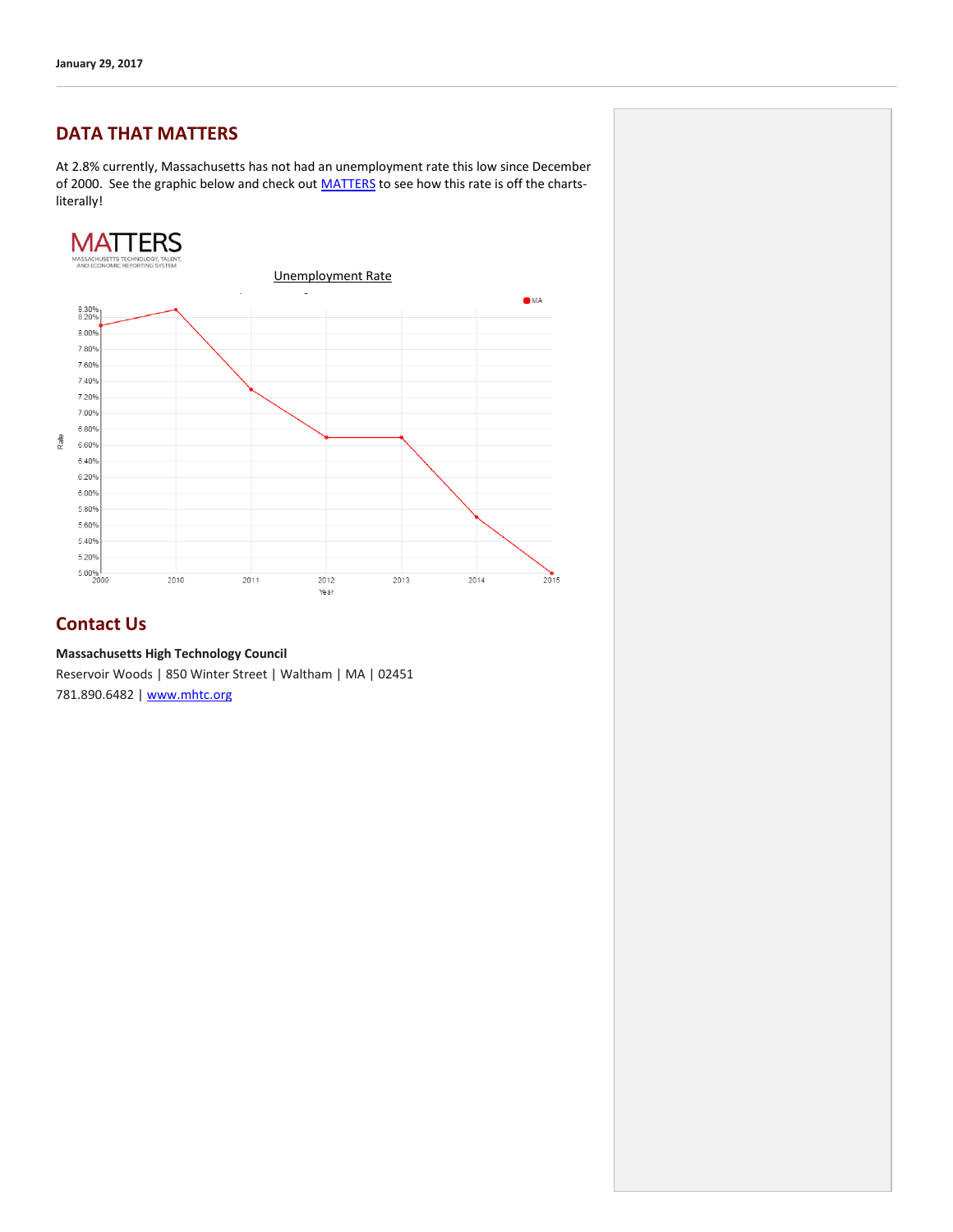## DATA THAT MATTERS

At 2.8% currently, Massachusetts has not had an unemployment rate this low since December of 2000. See the graphic below and check out [MATTERS] to see how this rate is off the charts- literally!

MATTERS
MASSACHUSETTS TECHNOLOGY, TALENT, AND ECONOMIC REPORTING SYSTEM

Unemployment Rate

MA

Rate

8.30%
8.20%
8.00%
7.80%
7.60%
7.40%
7.20%
7.00%
6.80%
6.60%
6.40%
6.20%
6.00%
5.80%
5.60%
5.40%
5.20%
5.00%

2009
2010
2011
2012
2013
2014
2015

Year

## Contact Us

**Massachusetts High Technology Council**
Reservoir Woods | 850 Winter Street | Waltham | MA | 02451
781.890.6482 | www.mhtc.org